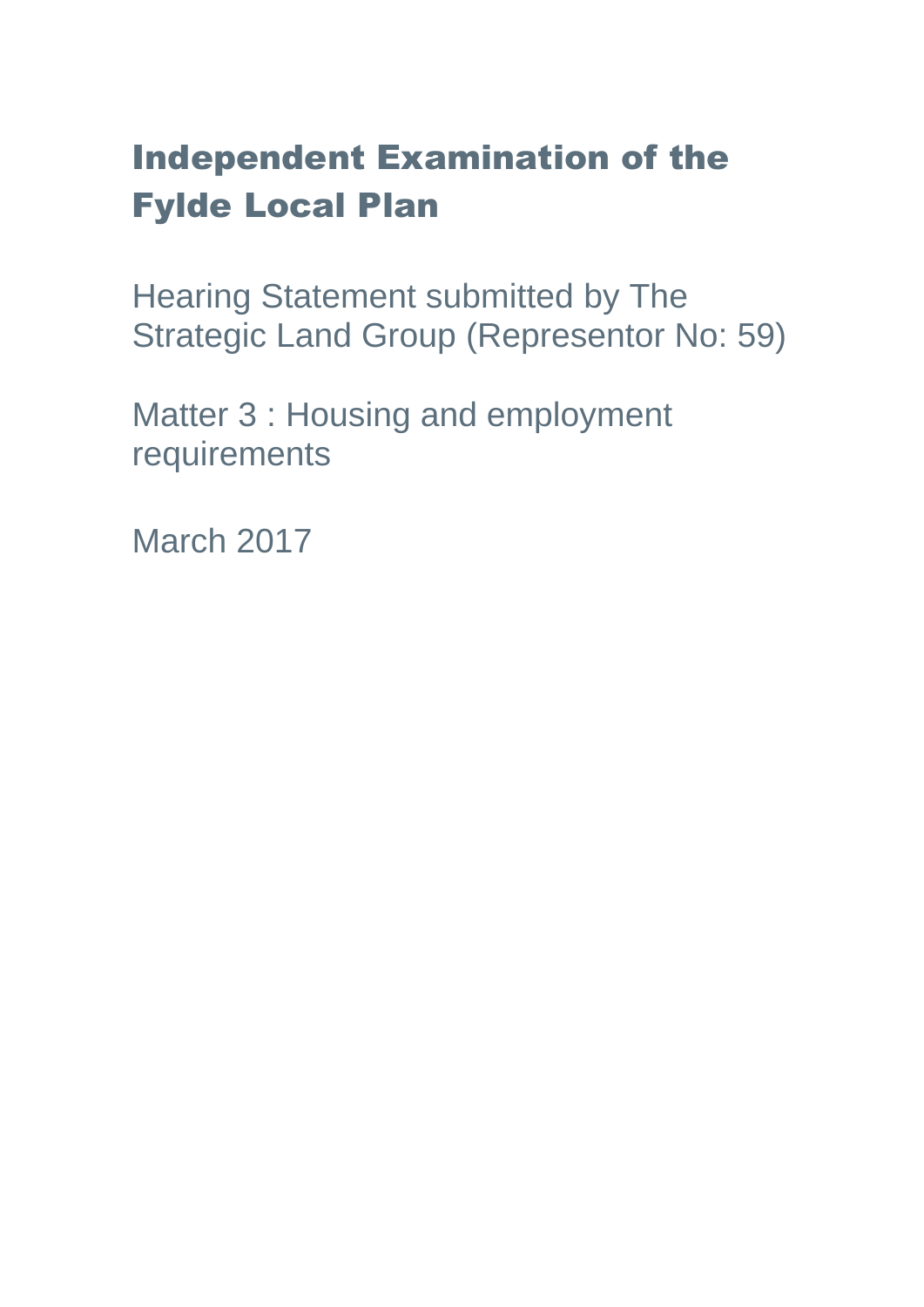# Independent Examination of the Fylde Local Plan

Hearing Statement submitted by The Strategic Land Group (Representor No: 59)

Matter 3 : Housing and employment requirements

March 2017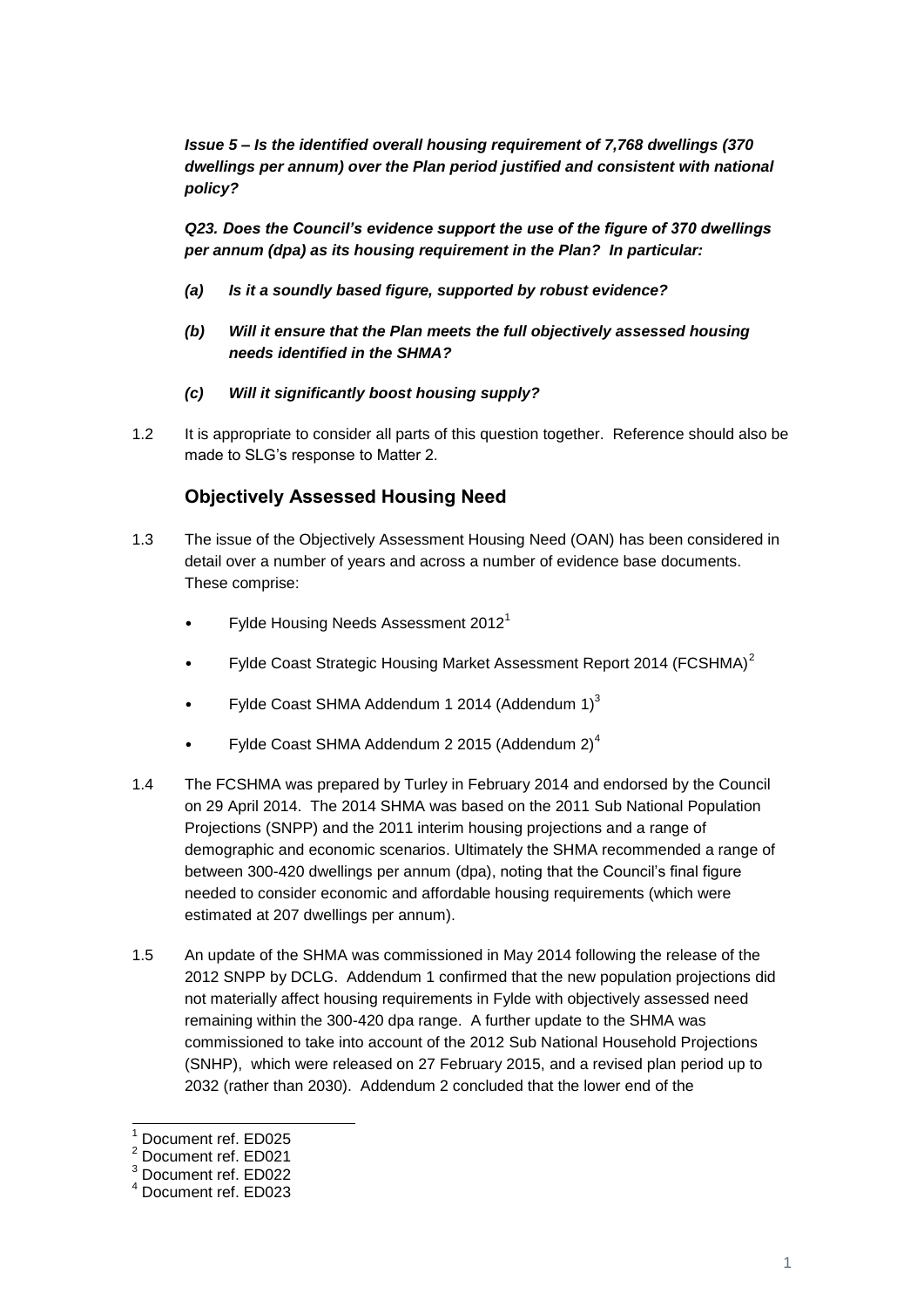***Issue 5 – Is the identified overall housing requirement of 7,768 dwellings (370 dwellings per annum) over the Plan period justified and consistent with national policy?***

***Q23. Does the Council's evidence support the use of the figure of 370 dwellings per annum (dpa) as its housing requirement in the Plan? In particular:***

- ***(a) Is it a soundly based figure, supported by robust evidence?***
- ***(b) Will it ensure that the Plan meets the full objectively assessed housing needs identified in the SHMA?***
- ***(c) Will it significantly boost housing supply?***

1.2 It is appropriate to consider all parts of this question together. Reference should also be made to SLG's response to Matter 2.

## Objectively Assessed Housing Need

1.3 The issue of the Objectively Assessment Housing Need (OAN) has been considered in detail over a number of years and across a number of evidence base documents. These comprise:

- Fylde Housing Needs Assessment 2012[1]
- Fylde Coast Strategic Housing Market Assessment Report 2014 (FCSHMA)[2]
- Fylde Coast SHMA Addendum 1 2014 (Addendum 1)[3]
- Fylde Coast SHMA Addendum 2 2015 (Addendum 2)[4]

1.4 The FCSHMA was prepared by Turley in February 2014 and endorsed by the Council on 29 April 2014. The 2014 SHMA was based on the 2011 Sub National Population Projections (SNPP) and the 2011 interim housing projections and a range of demographic and economic scenarios. Ultimately the SHMA recommended a range of between 300-420 dwellings per annum (dpa), noting that the Council's final figure needed to consider economic and affordable housing requirements (which were estimated at 207 dwellings per annum).

1.5 An update of the SHMA was commissioned in May 2014 following the release of the 2012 SNPP by DCLG. Addendum 1 confirmed that the new population projections did not materially affect housing requirements in Fylde with objectively assessed need remaining within the 300-420 dpa range. A further update to the SHMA was commissioned to take into account of the 2012 Sub National Household Projections (SNHP), which were released on 27 February 2015, and a revised plan period up to 2032 (rather than 2030). Addendum 2 concluded that the lower end of the

[1] Document ref. ED025

[2] Document ref. ED021

[3] Document ref. ED022

[4] Document ref. ED023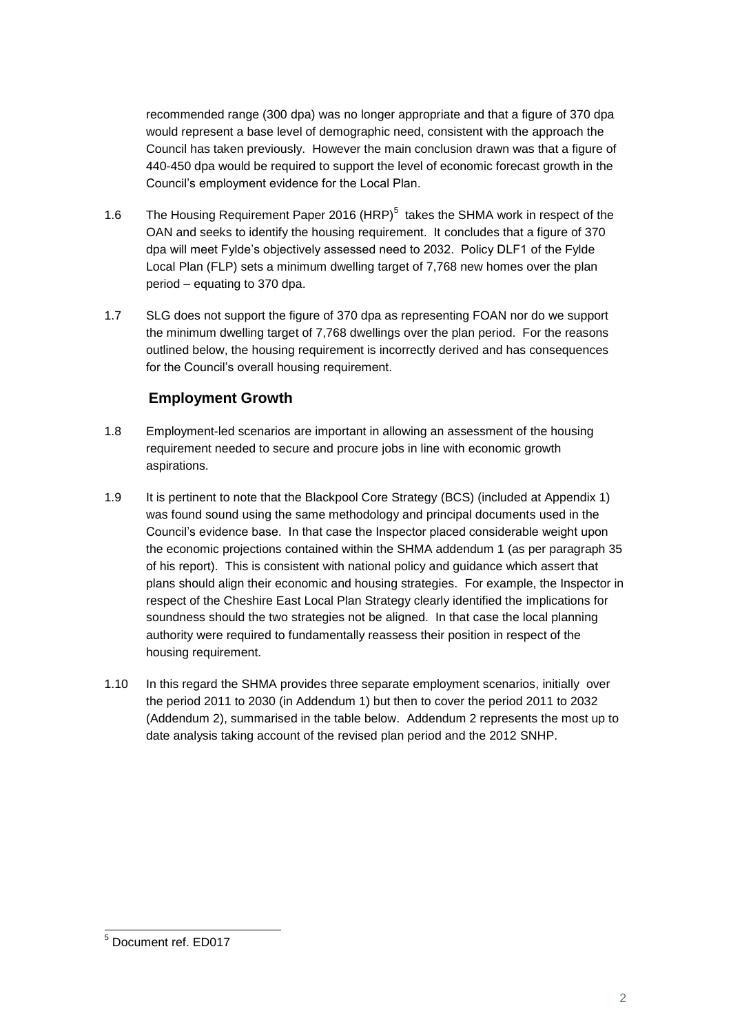recommended range (300 dpa) was no longer appropriate and that a figure of 370 dpa would represent a base level of demographic need, consistent with the approach the Council has taken previously. However the main conclusion drawn was that a figure of 440-450 dpa would be required to support the level of economic forecast growth in the Council's employment evidence for the Local Plan.

1.6 The Housing Requirement Paper 2016 (HRP)[5] takes the SHMA work in respect of the OAN and seeks to identify the housing requirement. It concludes that a figure of 370 dpa will meet Fylde's objectively assessed need to 2032. Policy DLF1 of the Fylde Local Plan (FLP) sets a minimum dwelling target of 7,768 new homes over the plan period – equating to 370 dpa.

1.7 SLG does not support the figure of 370 dpa as representing FOAN nor do we support the minimum dwelling target of 7,768 dwellings over the plan period. For the reasons outlined below, the housing requirement is incorrectly derived and has consequences for the Council's overall housing requirement.

## Employment Growth

1.8 Employment-led scenarios are important in allowing an assessment of the housing requirement needed to secure and procure jobs in line with economic growth aspirations.

1.9 It is pertinent to note that the Blackpool Core Strategy (BCS) (included at Appendix 1) was found sound using the same methodology and principal documents used in the Council's evidence base. In that case the Inspector placed considerable weight upon the economic projections contained within the SHMA addendum 1 (as per paragraph 35 of his report). This is consistent with national policy and guidance which assert that plans should align their economic and housing strategies. For example, the Inspector in respect of the Cheshire East Local Plan Strategy clearly identified the implications for soundness should the two strategies not be aligned. In that case the local planning authority were required to fundamentally reassess their position in respect of the housing requirement.

1.10 In this regard the SHMA provides three separate employment scenarios, initially over the period 2011 to 2030 (in Addendum 1) but then to cover the period 2011 to 2032 (Addendum 2), summarised in the table below. Addendum 2 represents the most up to date analysis taking account of the revised plan period and the 2012 SNHP.

[5] Document ref. ED017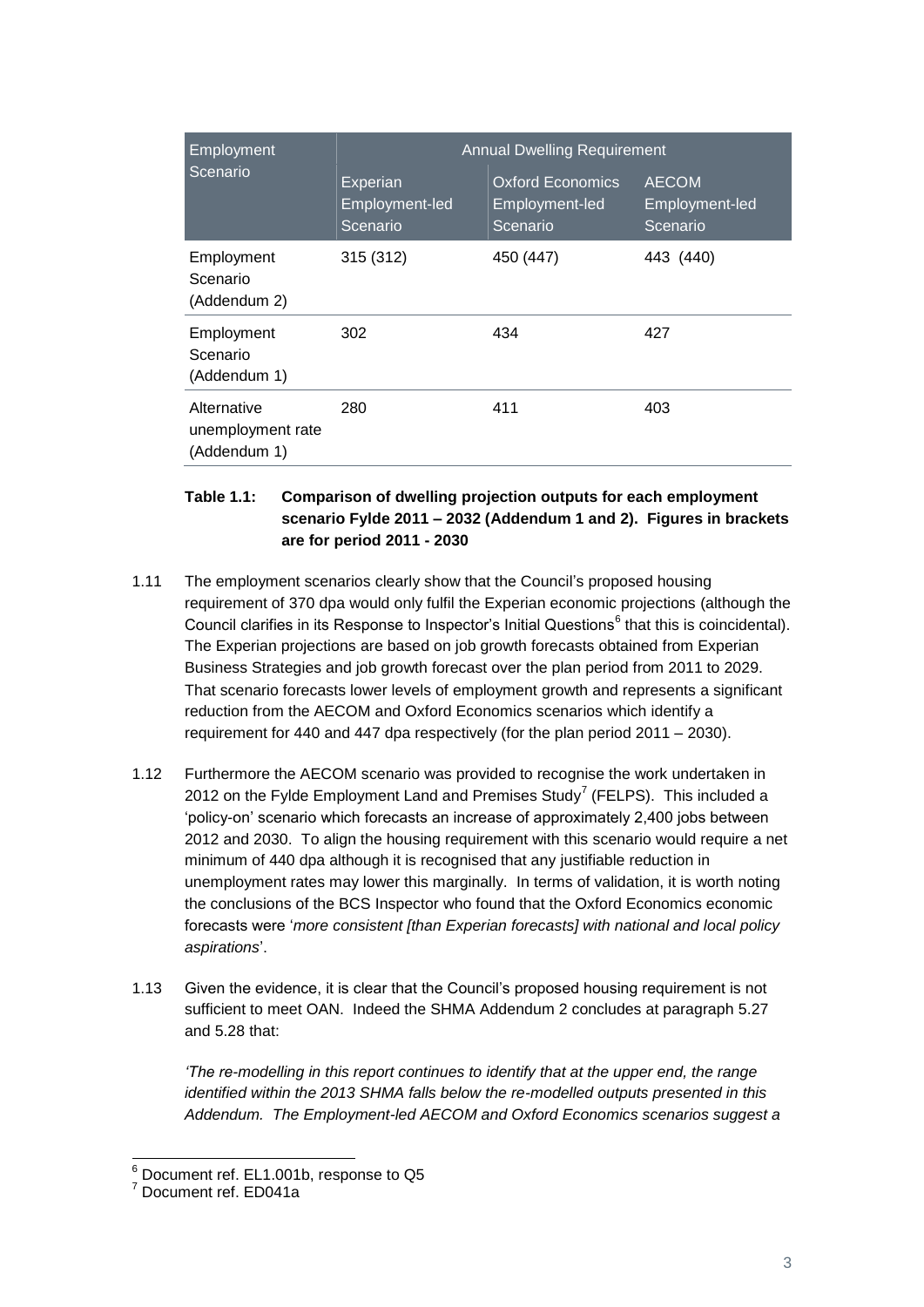| Employment Scenario | Annual Dwelling Requirement | | |
|---|---|---|---|
| | Experian Employment-led Scenario | Oxford Economics Employment-led Scenario | AECOM Employment-led Scenario |
| Employment Scenario (Addendum 2) | 315 (312) | 450 (447) | 443 (440) |
| Employment Scenario (Addendum 1) | 302 | 434 | 427 |
| Alternative unemployment rate (Addendum 1) | 280 | 411 | 403 |

**Table 1.1: Comparison of dwelling projection outputs for each employment scenario Fylde 2011 – 2032 (Addendum 1 and 2). Figures in brackets are for period 2011 - 2030**

1.11 The employment scenarios clearly show that the Council's proposed housing requirement of 370 dpa would only fulfil the Experian economic projections (although the Council clarifies in its Response to Inspector's Initial Questions[6] that this is coincidental). The Experian projections are based on job growth forecasts obtained from Experian Business Strategies and job growth forecast over the plan period from 2011 to 2029. That scenario forecasts lower levels of employment growth and represents a significant reduction from the AECOM and Oxford Economics scenarios which identify a requirement for 440 and 447 dpa respectively (for the plan period 2011 – 2030).

1.12 Furthermore the AECOM scenario was provided to recognise the work undertaken in 2012 on the Fylde Employment Land and Premises Study[7] (FELPS). This included a 'policy-on' scenario which forecasts an increase of approximately 2,400 jobs between 2012 and 2030. To align the housing requirement with this scenario would require a net minimum of 440 dpa although it is recognised that any justifiable reduction in unemployment rates may lower this marginally. In terms of validation, it is worth noting the conclusions of the BCS Inspector who found that the Oxford Economics economic forecasts were '*more consistent [than Experian forecasts] with national and local policy aspirations*'.

1.13 Given the evidence, it is clear that the Council's proposed housing requirement is not sufficient to meet OAN. Indeed the SHMA Addendum 2 concludes at paragraph 5.27 and 5.28 that:

*'The re-modelling in this report continues to identify that at the upper end, the range identified within the 2013 SHMA falls below the re-modelled outputs presented in this Addendum. The Employment-led AECOM and Oxford Economics scenarios suggest a*

[6] Document ref. EL1.001b, response to Q5

[7] Document ref. ED041a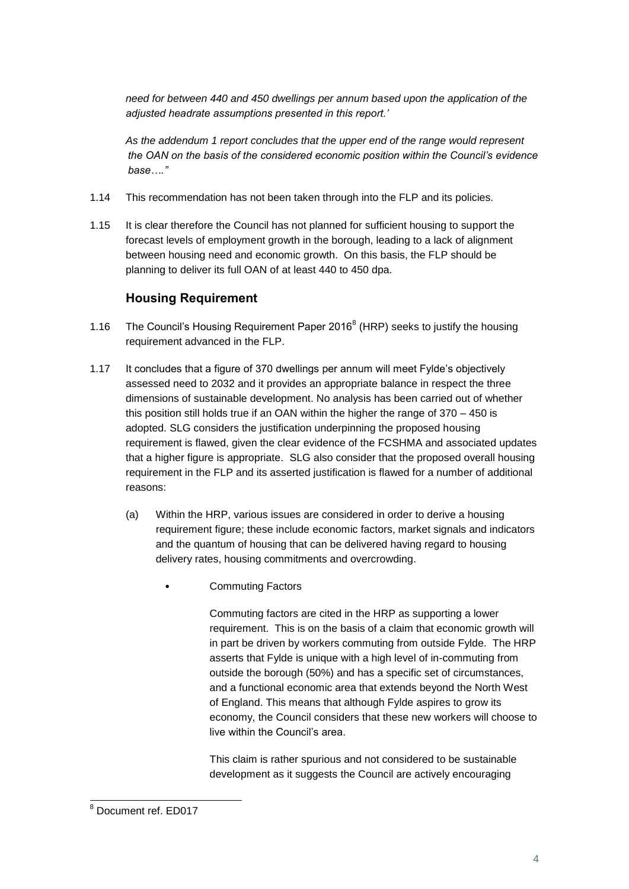*need for between 440 and 450 dwellings per annum based upon the application of the adjusted headrate assumptions presented in this report.'*

*As the addendum 1 report concludes that the upper end of the range would represent the OAN on the basis of the considered economic position within the Council's evidence base…."*

1.14 This recommendation has not been taken through into the FLP and its policies.

1.15 It is clear therefore the Council has not planned for sufficient housing to support the forecast levels of employment growth in the borough, leading to a lack of alignment between housing need and economic growth. On this basis, the FLP should be planning to deliver its full OAN of at least 440 to 450 dpa.

## Housing Requirement

1.16 The Council's Housing Requirement Paper 2016[8] (HRP) seeks to justify the housing requirement advanced in the FLP.

1.17 It concludes that a figure of 370 dwellings per annum will meet Fylde's objectively assessed need to 2032 and it provides an appropriate balance in respect the three dimensions of sustainable development. No analysis has been carried out of whether this position still holds true if an OAN within the higher the range of 370 – 450 is adopted. SLG considers the justification underpinning the proposed housing requirement is flawed, given the clear evidence of the FCSHMA and associated updates that a higher figure is appropriate. SLG also consider that the proposed overall housing requirement in the FLP and its asserted justification is flawed for a number of additional reasons:

(a) Within the HRP, various issues are considered in order to derive a housing requirement figure; these include economic factors, market signals and indicators and the quantum of housing that can be delivered having regard to housing delivery rates, housing commitments and overcrowding.

- Commuting Factors

  Commuting factors are cited in the HRP as supporting a lower requirement. This is on the basis of a claim that economic growth will in part be driven by workers commuting from outside Fylde. The HRP asserts that Fylde is unique with a high level of in-commuting from outside the borough (50%) and has a specific set of circumstances, and a functional economic area that extends beyond the North West of England. This means that although Fylde aspires to grow its economy, the Council considers that these new workers will choose to live within the Council's area.

  This claim is rather spurious and not considered to be sustainable development as it suggests the Council are actively encouraging

---

[8] Document ref. ED017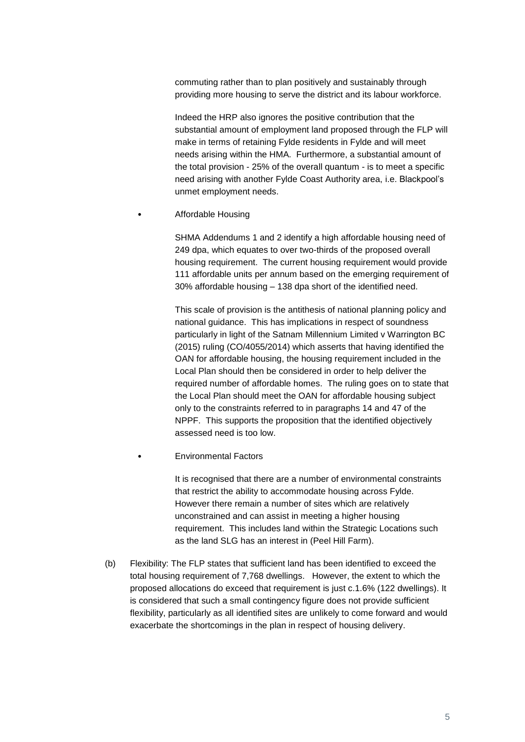commuting rather than to plan positively and sustainably through providing more housing to serve the district and its labour workforce.

Indeed the HRP also ignores the positive contribution that the substantial amount of employment land proposed through the FLP will make in terms of retaining Fylde residents in Fylde and will meet needs arising within the HMA. Furthermore, a substantial amount of the total provision - 25% of the overall quantum - is to meet a specific need arising with another Fylde Coast Authority area, i.e. Blackpool's unmet employment needs.

- Affordable Housing

  SHMA Addendums 1 and 2 identify a high affordable housing need of 249 dpa, which equates to over two-thirds of the proposed overall housing requirement. The current housing requirement would provide 111 affordable units per annum based on the emerging requirement of 30% affordable housing – 138 dpa short of the identified need.

  This scale of provision is the antithesis of national planning policy and national guidance. This has implications in respect of soundness particularly in light of the Satnam Millennium Limited v Warrington BC (2015) ruling (CO/4055/2014) which asserts that having identified the OAN for affordable housing, the housing requirement included in the Local Plan should then be considered in order to help deliver the required number of affordable homes. The ruling goes on to state that the Local Plan should meet the OAN for affordable housing subject only to the constraints referred to in paragraphs 14 and 47 of the NPPF. This supports the proposition that the identified objectively assessed need is too low.

- Environmental Factors

  It is recognised that there are a number of environmental constraints that restrict the ability to accommodate housing across Fylde. However there remain a number of sites which are relatively unconstrained and can assist in meeting a higher housing requirement. This includes land within the Strategic Locations such as the land SLG has an interest in (Peel Hill Farm).

(b) Flexibility: The FLP states that sufficient land has been identified to exceed the total housing requirement of 7,768 dwellings. However, the extent to which the proposed allocations do exceed that requirement is just c.1.6% (122 dwellings). It is considered that such a small contingency figure does not provide sufficient flexibility, particularly as all identified sites are unlikely to come forward and would exacerbate the shortcomings in the plan in respect of housing delivery.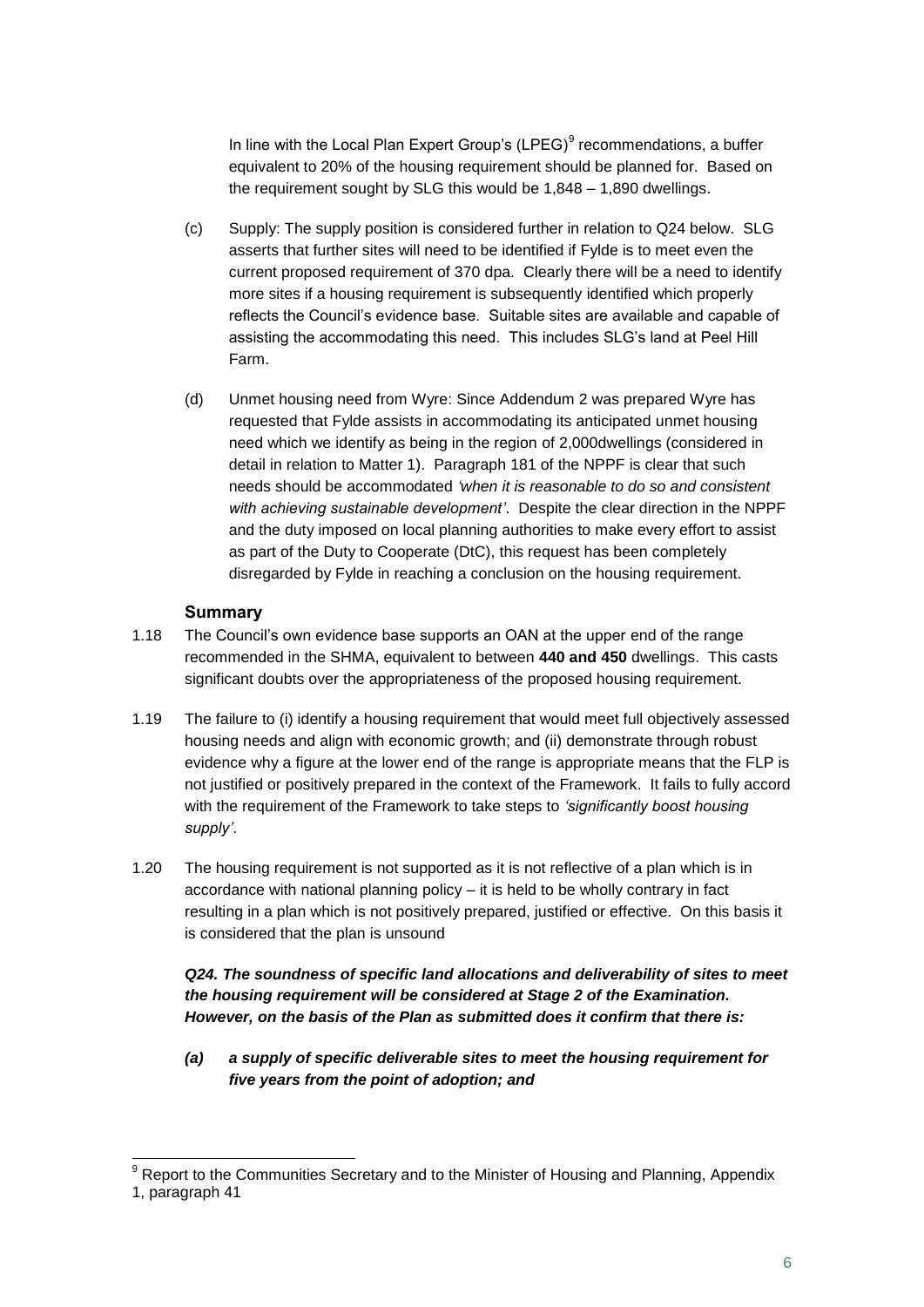In line with the Local Plan Expert Group's (LPEG)[9] recommendations, a buffer equivalent to 20% of the housing requirement should be planned for. Based on the requirement sought by SLG this would be 1,848 – 1,890 dwellings.

(c) Supply: The supply position is considered further in relation to Q24 below. SLG asserts that further sites will need to be identified if Fylde is to meet even the current proposed requirement of 370 dpa. Clearly there will be a need to identify more sites if a housing requirement is subsequently identified which properly reflects the Council's evidence base. Suitable sites are available and capable of assisting the accommodating this need. This includes SLG's land at Peel Hill Farm.

(d) Unmet housing need from Wyre: Since Addendum 2 was prepared Wyre has requested that Fylde assists in accommodating its anticipated unmet housing need which we identify as being in the region of 2,000dwellings (considered in detail in relation to Matter 1). Paragraph 181 of the NPPF is clear that such needs should be accommodated *'when it is reasonable to do so and consistent with achieving sustainable development'*. Despite the clear direction in the NPPF and the duty imposed on local planning authorities to make every effort to assist as part of the Duty to Cooperate (DtC), this request has been completely disregarded by Fylde in reaching a conclusion on the housing requirement.

### Summary

1.18 The Council's own evidence base supports an OAN at the upper end of the range recommended in the SHMA, equivalent to between **440 and 450** dwellings. This casts significant doubts over the appropriateness of the proposed housing requirement.

1.19 The failure to (i) identify a housing requirement that would meet full objectively assessed housing needs and align with economic growth; and (ii) demonstrate through robust evidence why a figure at the lower end of the range is appropriate means that the FLP is not justified or positively prepared in the context of the Framework. It fails to fully accord with the requirement of the Framework to take steps to *'significantly boost housing supply'*.

1.20 The housing requirement is not supported as it is not reflective of a plan which is in accordance with national planning policy – it is held to be wholly contrary in fact resulting in a plan which is not positively prepared, justified or effective. On this basis it is considered that the plan is unsound

***Q24. The soundness of specific land allocations and deliverability of sites to meet the housing requirement will be considered at Stage 2 of the Examination. However, on the basis of the Plan as submitted does it confirm that there is:***

***(a) a supply of specific deliverable sites to meet the housing requirement for five years from the point of adoption; and***

---

[9] Report to the Communities Secretary and to the Minister of Housing and Planning, Appendix 1, paragraph 41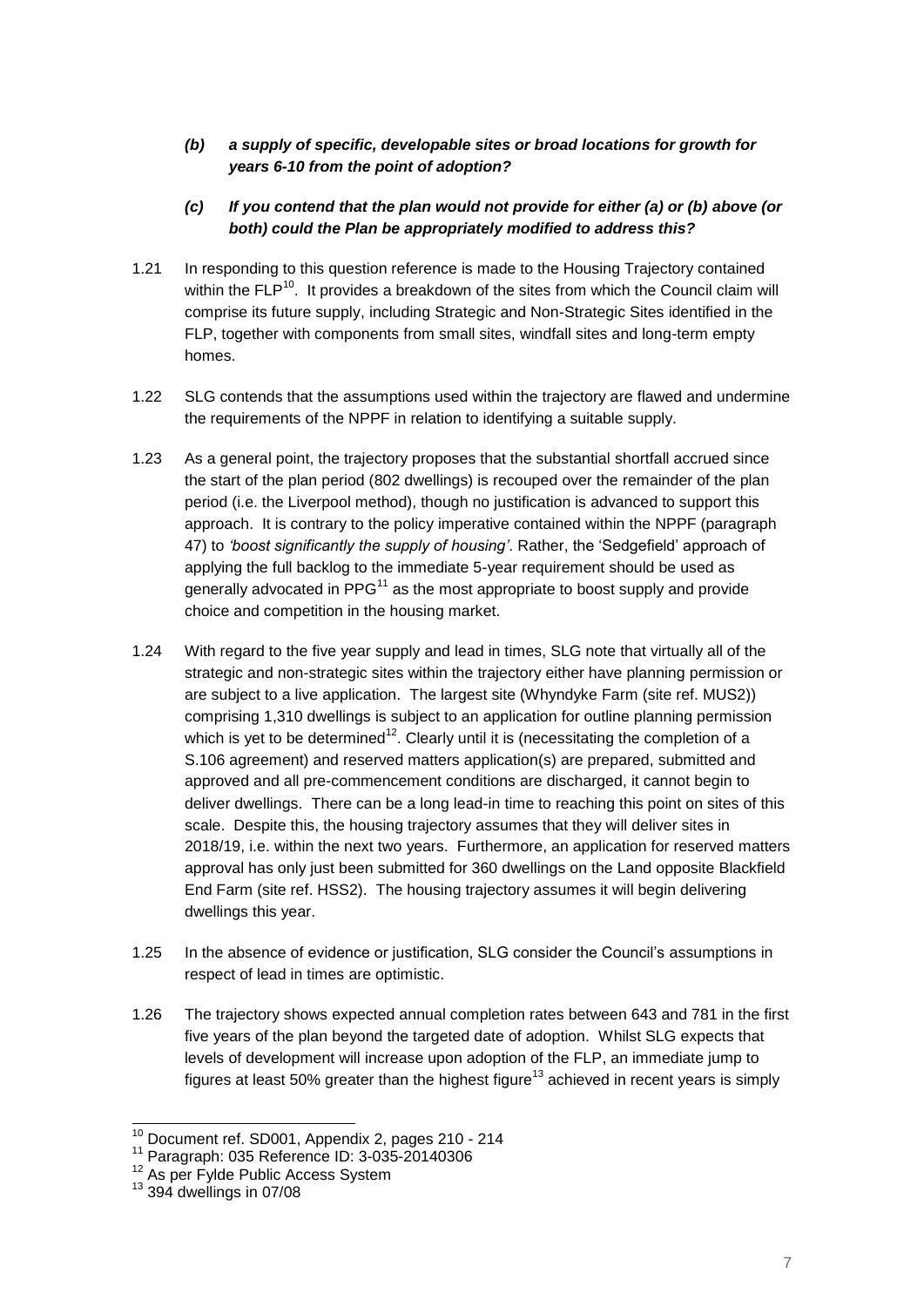*(b) a supply of specific, developable sites or broad locations for growth for years 6-10 from the point of adoption?*

*(c) If you contend that the plan would not provide for either (a) or (b) above (or both) could the Plan be appropriately modified to address this?*

1.21 In responding to this question reference is made to the Housing Trajectory contained within the FLP[10]. It provides a breakdown of the sites from which the Council claim will comprise its future supply, including Strategic and Non-Strategic Sites identified in the FLP, together with components from small sites, windfall sites and long-term empty homes.

1.22 SLG contends that the assumptions used within the trajectory are flawed and undermine the requirements of the NPPF in relation to identifying a suitable supply.

1.23 As a general point, the trajectory proposes that the substantial shortfall accrued since the start of the plan period (802 dwellings) is recouped over the remainder of the plan period (i.e. the Liverpool method), though no justification is advanced to support this approach. It is contrary to the policy imperative contained within the NPPF (paragraph 47) to *'boost significantly the supply of housing'*. Rather, the 'Sedgefield' approach of applying the full backlog to the immediate 5-year requirement should be used as generally advocated in PPG[11] as the most appropriate to boost supply and provide choice and competition in the housing market.

1.24 With regard to the five year supply and lead in times, SLG note that virtually all of the strategic and non-strategic sites within the trajectory either have planning permission or are subject to a live application. The largest site (Whyndyke Farm (site ref. MUS2)) comprising 1,310 dwellings is subject to an application for outline planning permission which is yet to be determined[12]. Clearly until it is (necessitating the completion of a S.106 agreement) and reserved matters application(s) are prepared, submitted and approved and all pre-commencement conditions are discharged, it cannot begin to deliver dwellings. There can be a long lead-in time to reaching this point on sites of this scale. Despite this, the housing trajectory assumes that they will deliver sites in 2018/19, i.e. within the next two years. Furthermore, an application for reserved matters approval has only just been submitted for 360 dwellings on the Land opposite Blackfield End Farm (site ref. HSS2). The housing trajectory assumes it will begin delivering dwellings this year.

1.25 In the absence of evidence or justification, SLG consider the Council's assumptions in respect of lead in times are optimistic.

1.26 The trajectory shows expected annual completion rates between 643 and 781 in the first five years of the plan beyond the targeted date of adoption. Whilst SLG expects that levels of development will increase upon adoption of the FLP, an immediate jump to figures at least 50% greater than the highest figure[13] achieved in recent years is simply

---

[10] Document ref. SD001, Appendix 2, pages 210 - 214

[11] Paragraph: 035 Reference ID: 3-035-20140306

[12] As per Fylde Public Access System

[13] 394 dwellings in 07/08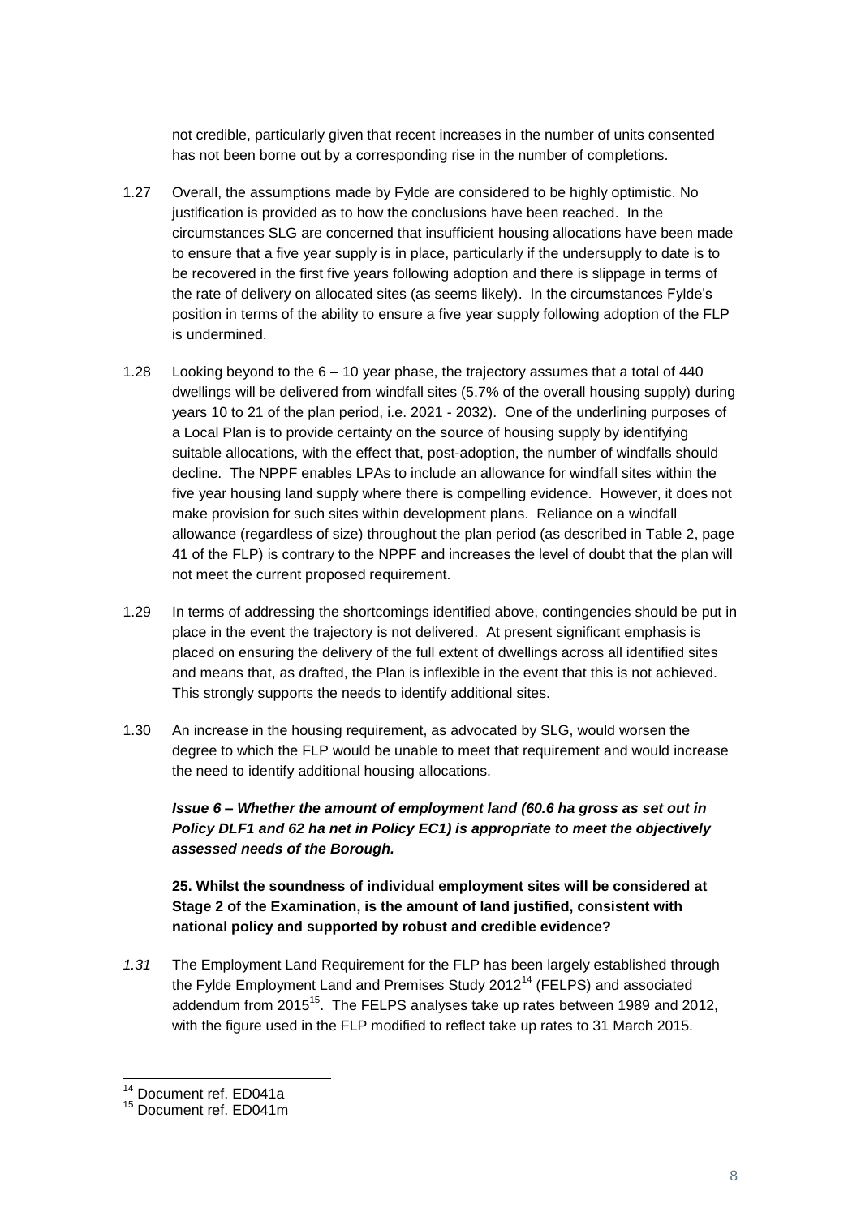not credible, particularly given that recent increases in the number of units consented has not been borne out by a corresponding rise in the number of completions.

1.27 Overall, the assumptions made by Fylde are considered to be highly optimistic. No justification is provided as to how the conclusions have been reached. In the circumstances SLG are concerned that insufficient housing allocations have been made to ensure that a five year supply is in place, particularly if the undersupply to date is to be recovered in the first five years following adoption and there is slippage in terms of the rate of delivery on allocated sites (as seems likely). In the circumstances Fylde's position in terms of the ability to ensure a five year supply following adoption of the FLP is undermined.

1.28 Looking beyond to the 6 – 10 year phase, the trajectory assumes that a total of 440 dwellings will be delivered from windfall sites (5.7% of the overall housing supply) during years 10 to 21 of the plan period, i.e. 2021 - 2032). One of the underlining purposes of a Local Plan is to provide certainty on the source of housing supply by identifying suitable allocations, with the effect that, post-adoption, the number of windfalls should decline. The NPPF enables LPAs to include an allowance for windfall sites within the five year housing land supply where there is compelling evidence. However, it does not make provision for such sites within development plans. Reliance on a windfall allowance (regardless of size) throughout the plan period (as described in Table 2, page 41 of the FLP) is contrary to the NPPF and increases the level of doubt that the plan will not meet the current proposed requirement.

1.29 In terms of addressing the shortcomings identified above, contingencies should be put in place in the event the trajectory is not delivered. At present significant emphasis is placed on ensuring the delivery of the full extent of dwellings across all identified sites and means that, as drafted, the Plan is inflexible in the event that this is not achieved. This strongly supports the needs to identify additional sites.

1.30 An increase in the housing requirement, as advocated by SLG, would worsen the degree to which the FLP would be unable to meet that requirement and would increase the need to identify additional housing allocations.

***Issue 6 – Whether the amount of employment land (60.6 ha gross as set out in Policy DLF1 and 62 ha net in Policy EC1) is appropriate to meet the objectively assessed needs of the Borough.***

**25. Whilst the soundness of individual employment sites will be considered at Stage 2 of the Examination, is the amount of land justified, consistent with national policy and supported by robust and credible evidence?**

*1.31* The Employment Land Requirement for the FLP has been largely established through the Fylde Employment Land and Premises Study 2012[14] (FELPS) and associated addendum from 2015[15]. The FELPS analyses take up rates between 1989 and 2012, with the figure used in the FLP modified to reflect take up rates to 31 March 2015.

[14] Document ref. ED041a

[15] Document ref. ED041m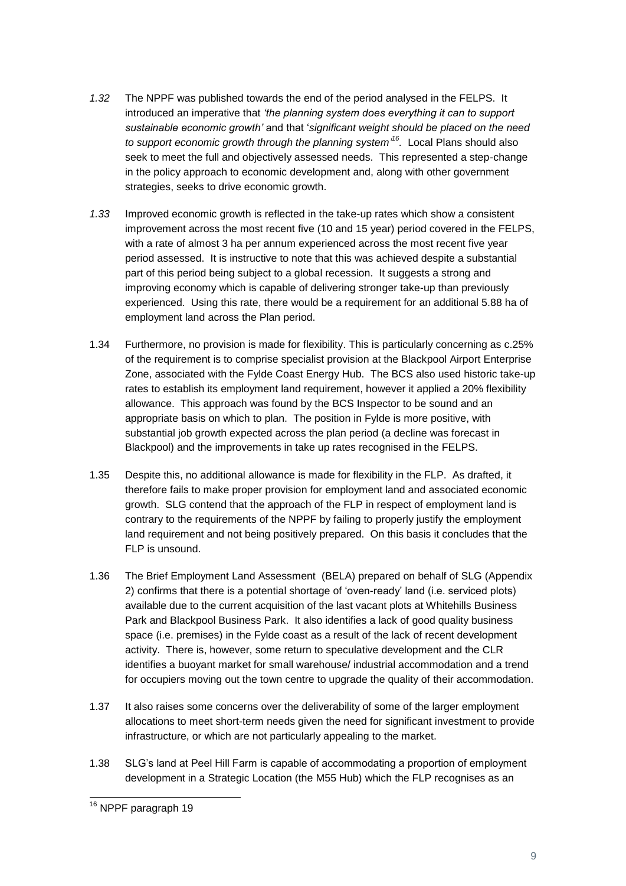*1.32* The NPPF was published towards the end of the period analysed in the FELPS. It introduced an imperative that *'the planning system does everything it can to support sustainable economic growth'* and that '*significant weight should be placed on the need to support economic growth through the planning system'*[16]. Local Plans should also seek to meet the full and objectively assessed needs. This represented a step-change in the policy approach to economic development and, along with other government strategies, seeks to drive economic growth.

*1.33* Improved economic growth is reflected in the take-up rates which show a consistent improvement across the most recent five (10 and 15 year) period covered in the FELPS, with a rate of almost 3 ha per annum experienced across the most recent five year period assessed. It is instructive to note that this was achieved despite a substantial part of this period being subject to a global recession. It suggests a strong and improving economy which is capable of delivering stronger take-up than previously experienced. Using this rate, there would be a requirement for an additional 5.88 ha of employment land across the Plan period.

1.34 Furthermore, no provision is made for flexibility. This is particularly concerning as c.25% of the requirement is to comprise specialist provision at the Blackpool Airport Enterprise Zone, associated with the Fylde Coast Energy Hub. The BCS also used historic take-up rates to establish its employment land requirement, however it applied a 20% flexibility allowance. This approach was found by the BCS Inspector to be sound and an appropriate basis on which to plan. The position in Fylde is more positive, with substantial job growth expected across the plan period (a decline was forecast in Blackpool) and the improvements in take up rates recognised in the FELPS.

1.35 Despite this, no additional allowance is made for flexibility in the FLP. As drafted, it therefore fails to make proper provision for employment land and associated economic growth. SLG contend that the approach of the FLP in respect of employment land is contrary to the requirements of the NPPF by failing to properly justify the employment land requirement and not being positively prepared. On this basis it concludes that the FLP is unsound.

1.36 The Brief Employment Land Assessment (BELA) prepared on behalf of SLG (Appendix 2) confirms that there is a potential shortage of 'oven-ready' land (i.e. serviced plots) available due to the current acquisition of the last vacant plots at Whitehills Business Park and Blackpool Business Park. It also identifies a lack of good quality business space (i.e. premises) in the Fylde coast as a result of the lack of recent development activity. There is, however, some return to speculative development and the CLR identifies a buoyant market for small warehouse/ industrial accommodation and a trend for occupiers moving out the town centre to upgrade the quality of their accommodation.

1.37 It also raises some concerns over the deliverability of some of the larger employment allocations to meet short-term needs given the need for significant investment to provide infrastructure, or which are not particularly appealing to the market.

1.38 SLG's land at Peel Hill Farm is capable of accommodating a proportion of employment development in a Strategic Location (the M55 Hub) which the FLP recognises as an

[16] NPPF paragraph 19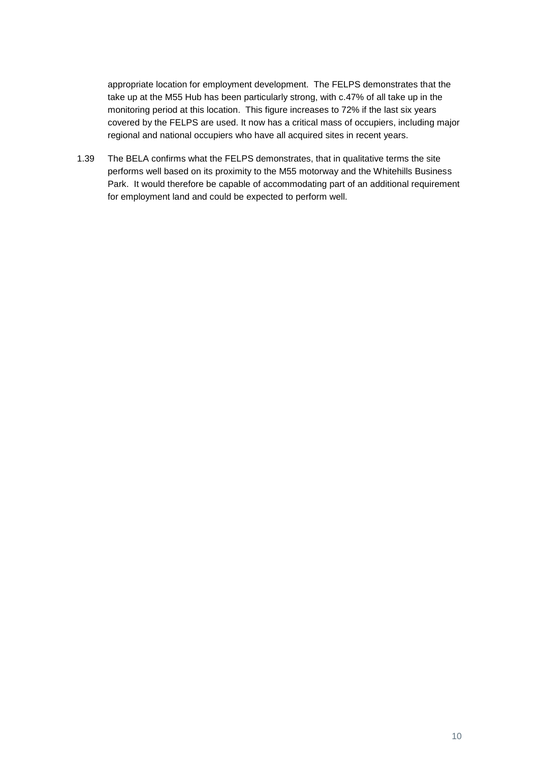appropriate location for employment development. The FELPS demonstrates that the take up at the M55 Hub has been particularly strong, with c.47% of all take up in the monitoring period at this location. This figure increases to 72% if the last six years covered by the FELPS are used. It now has a critical mass of occupiers, including major regional and national occupiers who have all acquired sites in recent years.

1.39 The BELA confirms what the FELPS demonstrates, that in qualitative terms the site performs well based on its proximity to the M55 motorway and the Whitehills Business Park. It would therefore be capable of accommodating part of an additional requirement for employment land and could be expected to perform well.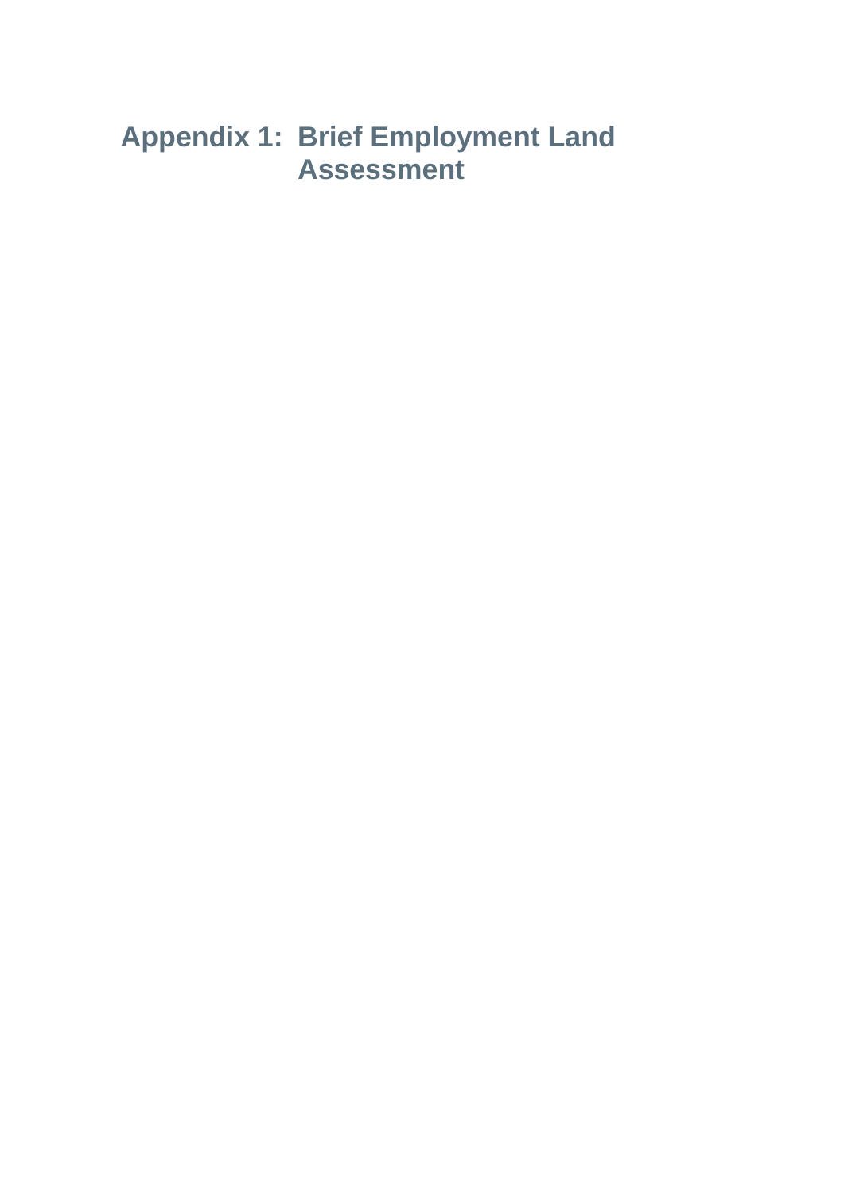# Appendix 1: Brief Employment Land Assessment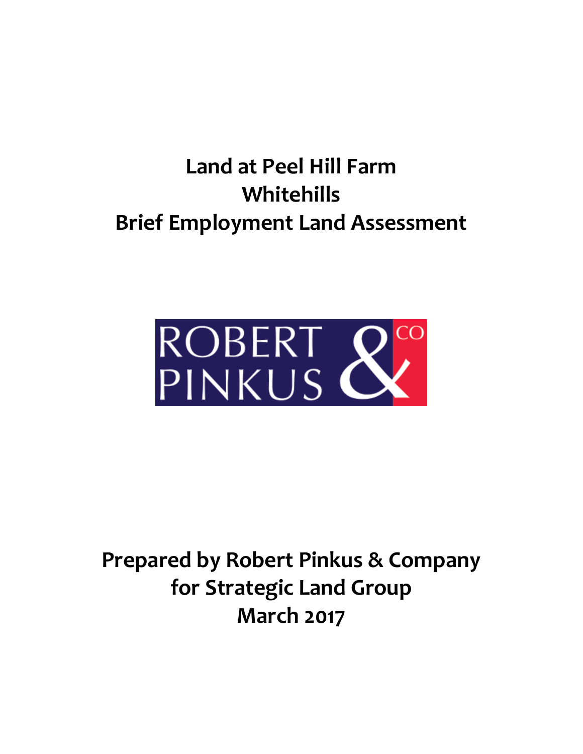# Land at Peel Hill Farm
# Whitehills
# Brief Employment Land Assessment

ROBERT PINKUS & CO

**Prepared by Robert Pinkus & Company**
**for Strategic Land Group**
**March 2017**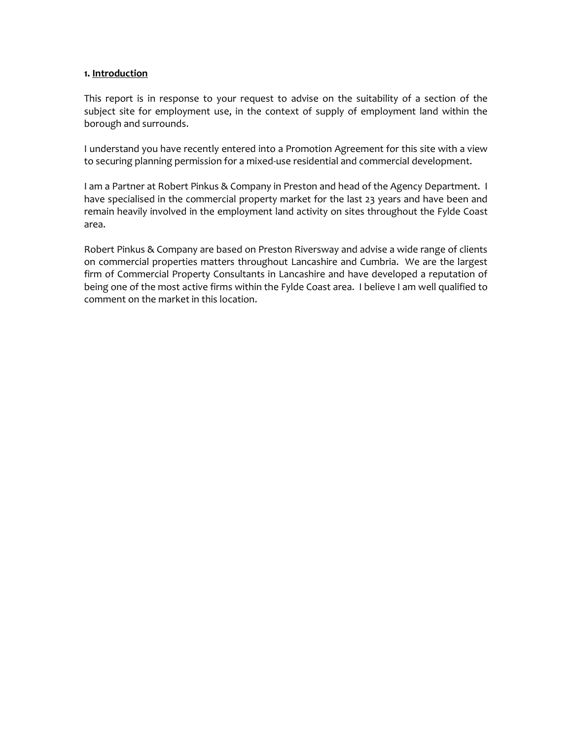## 1. Introduction

This report is in response to your request to advise on the suitability of a section of the subject site for employment use, in the context of supply of employment land within the borough and surrounds.

I understand you have recently entered into a Promotion Agreement for this site with a view to securing planning permission for a mixed-use residential and commercial development.

I am a Partner at Robert Pinkus & Company in Preston and head of the Agency Department. I have specialised in the commercial property market for the last 23 years and have been and remain heavily involved in the employment land activity on sites throughout the Fylde Coast area.

Robert Pinkus & Company are based on Preston Riversway and advise a wide range of clients on commercial properties matters throughout Lancashire and Cumbria. We are the largest firm of Commercial Property Consultants in Lancashire and have developed a reputation of being one of the most active firms within the Fylde Coast area. I believe I am well qualified to comment on the market in this location.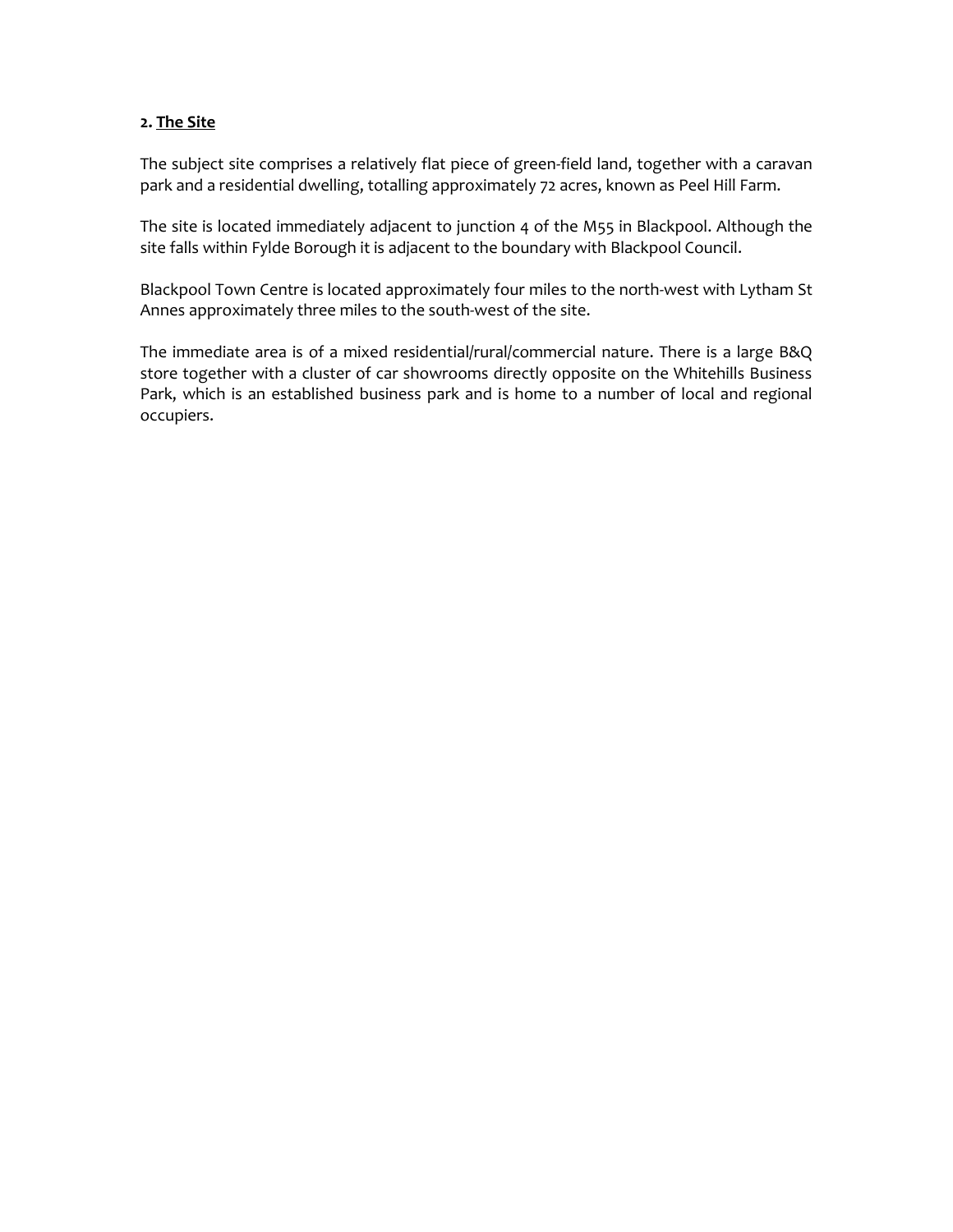## 2. The Site

The subject site comprises a relatively flat piece of green-field land, together with a caravan park and a residential dwelling, totalling approximately 72 acres, known as Peel Hill Farm.

The site is located immediately adjacent to junction 4 of the M55 in Blackpool. Although the site falls within Fylde Borough it is adjacent to the boundary with Blackpool Council.

Blackpool Town Centre is located approximately four miles to the north-west with Lytham St Annes approximately three miles to the south-west of the site.

The immediate area is of a mixed residential/rural/commercial nature. There is a large B&Q store together with a cluster of car showrooms directly opposite on the Whitehills Business Park, which is an established business park and is home to a number of local and regional occupiers.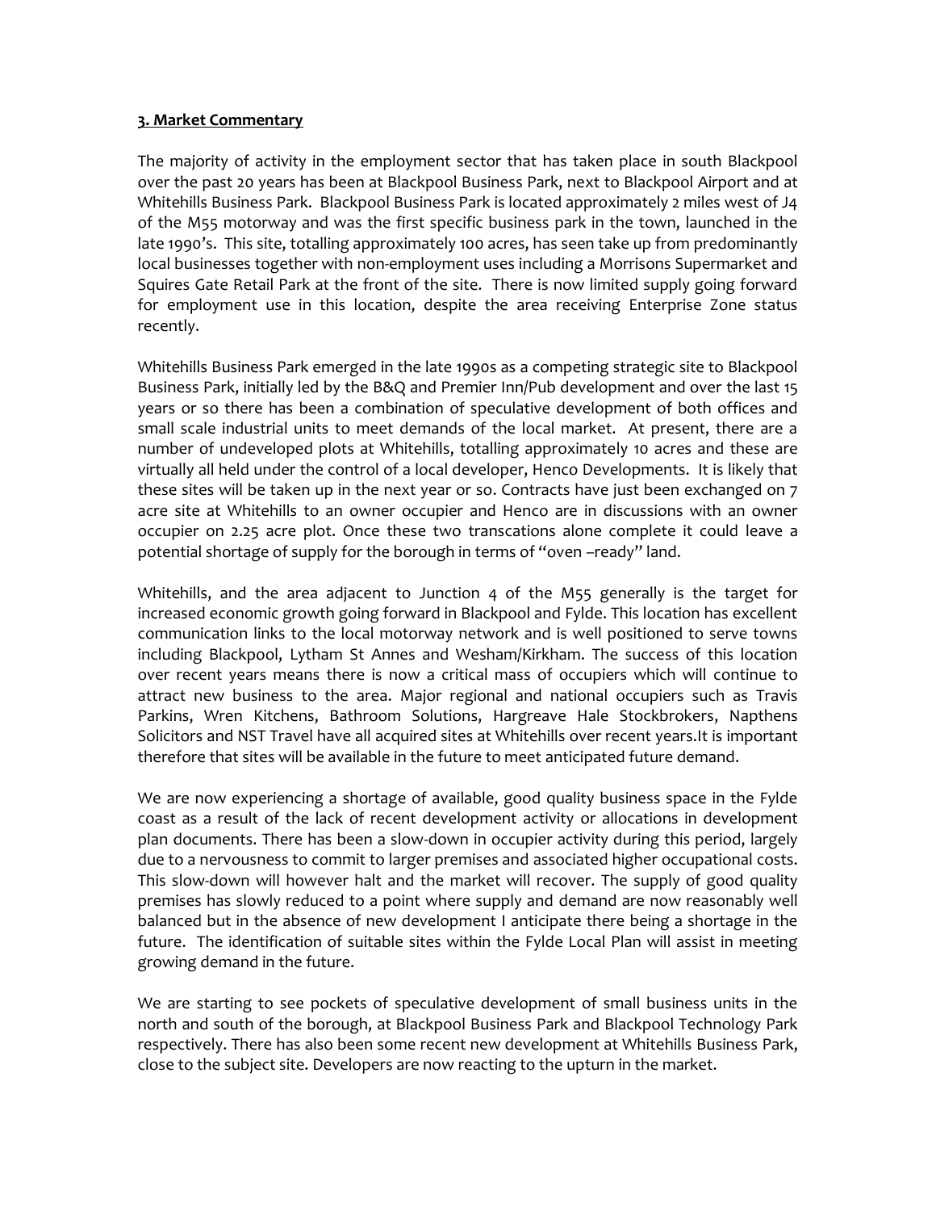**3. Market Commentary**

The majority of activity in the employment sector that has taken place in south Blackpool over the past 20 years has been at Blackpool Business Park, next to Blackpool Airport and at Whitehills Business Park. Blackpool Business Park is located approximately 2 miles west of J4 of the M55 motorway and was the first specific business park in the town, launched in the late 1990's. This site, totalling approximately 100 acres, has seen take up from predominantly local businesses together with non-employment uses including a Morrisons Supermarket and Squires Gate Retail Park at the front of the site. There is now limited supply going forward for employment use in this location, despite the area receiving Enterprise Zone status recently.

Whitehills Business Park emerged in the late 1990s as a competing strategic site to Blackpool Business Park, initially led by the B&Q and Premier Inn/Pub development and over the last 15 years or so there has been a combination of speculative development of both offices and small scale industrial units to meet demands of the local market. At present, there are a number of undeveloped plots at Whitehills, totalling approximately 10 acres and these are virtually all held under the control of a local developer, Henco Developments. It is likely that these sites will be taken up in the next year or so. Contracts have just been exchanged on 7 acre site at Whitehills to an owner occupier and Henco are in discussions with an owner occupier on 2.25 acre plot. Once these two transcations alone complete it could leave a potential shortage of supply for the borough in terms of "oven –ready" land.

Whitehills, and the area adjacent to Junction 4 of the M55 generally is the target for increased economic growth going forward in Blackpool and Fylde. This location has excellent communication links to the local motorway network and is well positioned to serve towns including Blackpool, Lytham St Annes and Wesham/Kirkham. The success of this location over recent years means there is now a critical mass of occupiers which will continue to attract new business to the area. Major regional and national occupiers such as Travis Parkins, Wren Kitchens, Bathroom Solutions, Hargreave Hale Stockbrokers, Napthens Solicitors and NST Travel have all acquired sites at Whitehills over recent years.It is important therefore that sites will be available in the future to meet anticipated future demand.

We are now experiencing a shortage of available, good quality business space in the Fylde coast as a result of the lack of recent development activity or allocations in development plan documents. There has been a slow-down in occupier activity during this period, largely due to a nervousness to commit to larger premises and associated higher occupational costs. This slow-down will however halt and the market will recover. The supply of good quality premises has slowly reduced to a point where supply and demand are now reasonably well balanced but in the absence of new development I anticipate there being a shortage in the future. The identification of suitable sites within the Fylde Local Plan will assist in meeting growing demand in the future.

We are starting to see pockets of speculative development of small business units in the north and south of the borough, at Blackpool Business Park and Blackpool Technology Park respectively. There has also been some recent new development at Whitehills Business Park, close to the subject site. Developers are now reacting to the upturn in the market.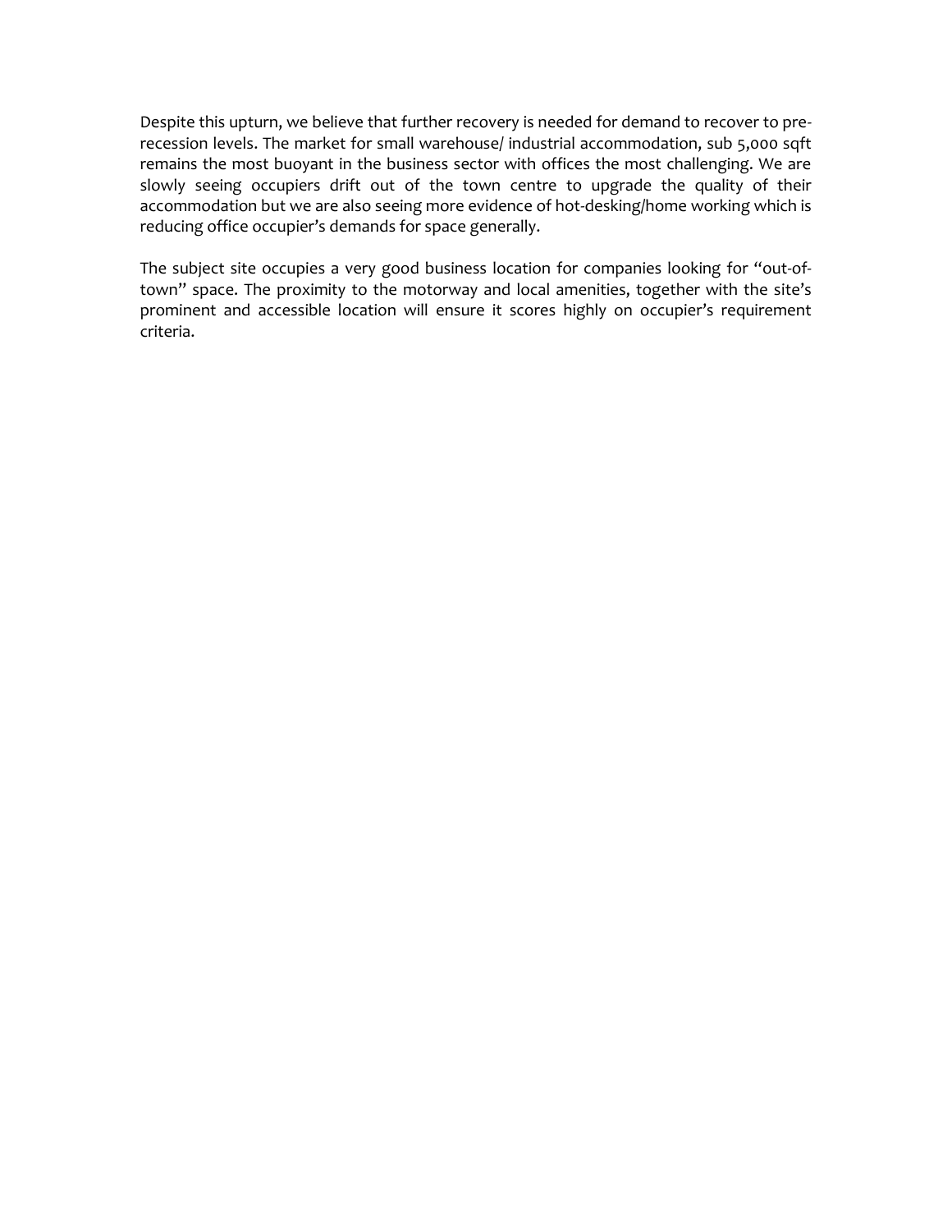Despite this upturn, we believe that further recovery is needed for demand to recover to pre-recession levels. The market for small warehouse/ industrial accommodation, sub 5,000 sqft remains the most buoyant in the business sector with offices the most challenging. We are slowly seeing occupiers drift out of the town centre to upgrade the quality of their accommodation but we are also seeing more evidence of hot-desking/home working which is reducing office occupier's demands for space generally.

The subject site occupies a very good business location for companies looking for "out-of-town" space. The proximity to the motorway and local amenities, together with the site's prominent and accessible location will ensure it scores highly on occupier's requirement criteria.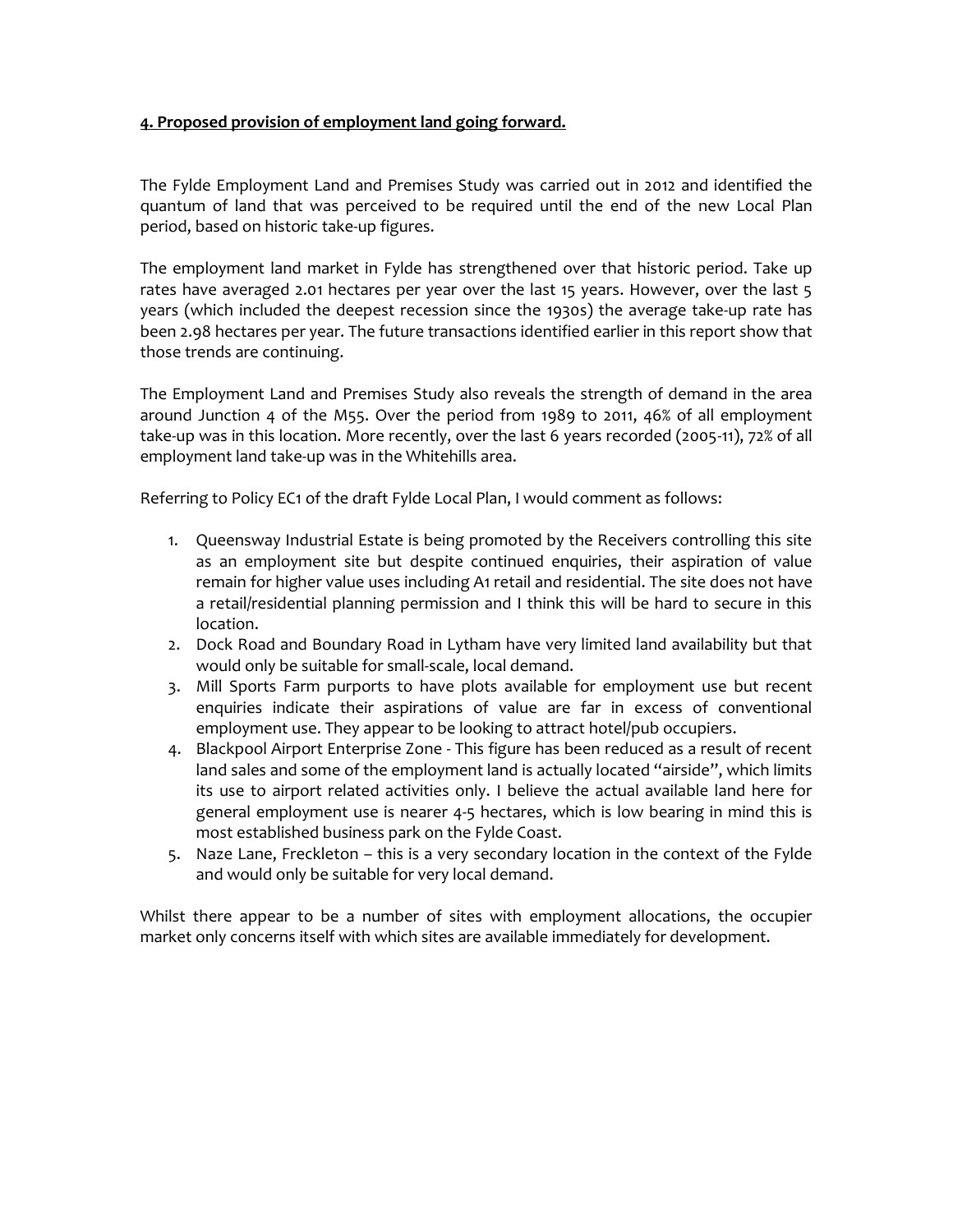**4. Proposed provision of employment land going forward.**

The Fylde Employment Land and Premises Study was carried out in 2012 and identified the quantum of land that was perceived to be required until the end of the new Local Plan period, based on historic take-up figures.

The employment land market in Fylde has strengthened over that historic period. Take up rates have averaged 2.01 hectares per year over the last 15 years. However, over the last 5 years (which included the deepest recession since the 1930s) the average take-up rate has been 2.98 hectares per year. The future transactions identified earlier in this report show that those trends are continuing.

The Employment Land and Premises Study also reveals the strength of demand in the area around Junction 4 of the M55. Over the period from 1989 to 2011, 46% of all employment take-up was in this location. More recently, over the last 6 years recorded (2005-11), 72% of all employment land take-up was in the Whitehills area.

Referring to Policy EC1 of the draft Fylde Local Plan, I would comment as follows:

1. Queensway Industrial Estate is being promoted by the Receivers controlling this site as an employment site but despite continued enquiries, their aspiration of value remain for higher value uses including A1 retail and residential. The site does not have a retail/residential planning permission and I think this will be hard to secure in this location.
2. Dock Road and Boundary Road in Lytham have very limited land availability but that would only be suitable for small-scale, local demand.
3. Mill Sports Farm purports to have plots available for employment use but recent enquiries indicate their aspirations of value are far in excess of conventional employment use. They appear to be looking to attract hotel/pub occupiers.
4. Blackpool Airport Enterprise Zone - This figure has been reduced as a result of recent land sales and some of the employment land is actually located "airside", which limits its use to airport related activities only. I believe the actual available land here for general employment use is nearer 4-5 hectares, which is low bearing in mind this is most established business park on the Fylde Coast.
5. Naze Lane, Freckleton – this is a very secondary location in the context of the Fylde and would only be suitable for very local demand.

Whilst there appear to be a number of sites with employment allocations, the occupier market only concerns itself with which sites are available immediately for development.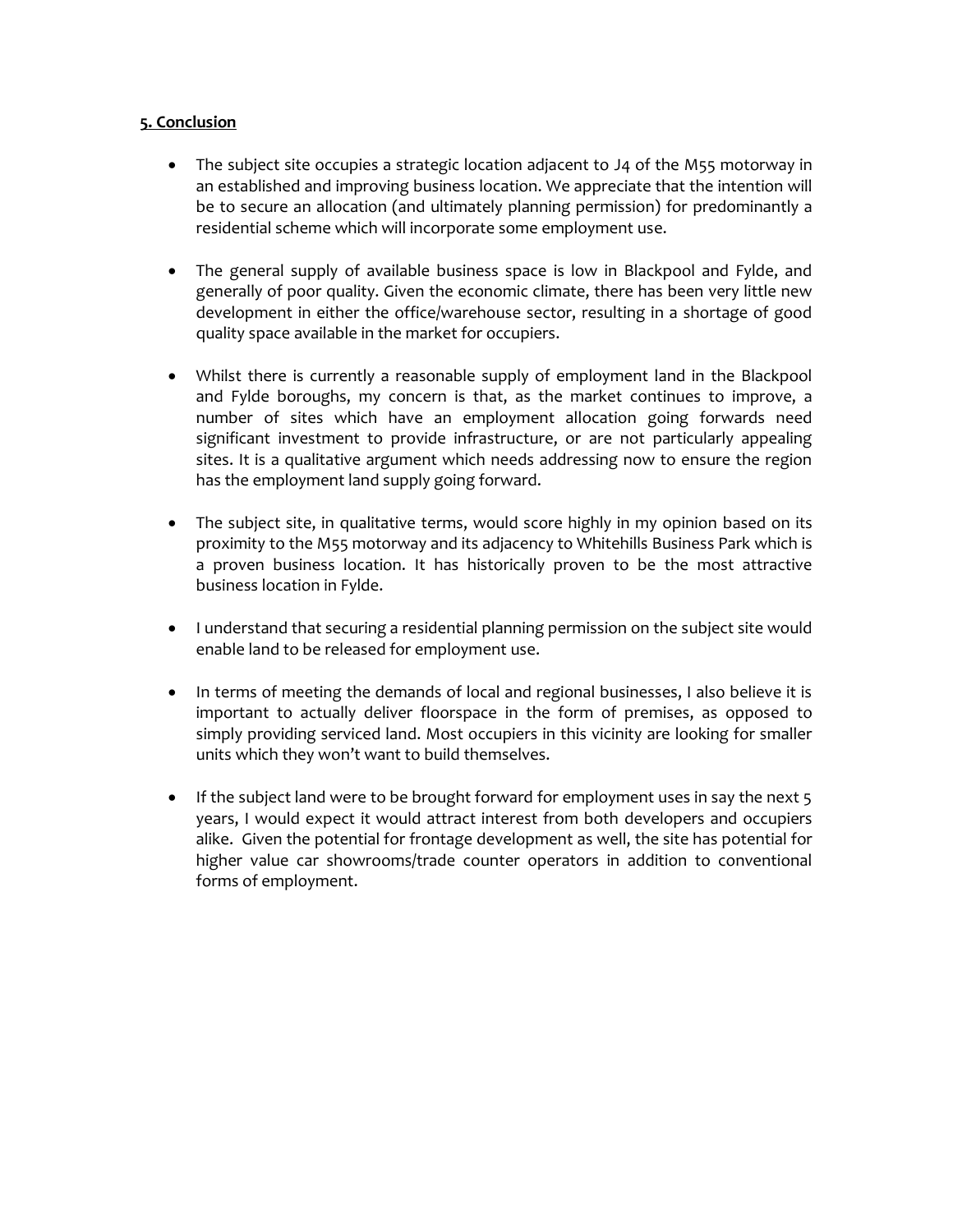## 5. Conclusion

- The subject site occupies a strategic location adjacent to J4 of the M55 motorway in an established and improving business location. We appreciate that the intention will be to secure an allocation (and ultimately planning permission) for predominantly a residential scheme which will incorporate some employment use.

- The general supply of available business space is low in Blackpool and Fylde, and generally of poor quality. Given the economic climate, there has been very little new development in either the office/warehouse sector, resulting in a shortage of good quality space available in the market for occupiers.

- Whilst there is currently a reasonable supply of employment land in the Blackpool and Fylde boroughs, my concern is that, as the market continues to improve, a number of sites which have an employment allocation going forwards need significant investment to provide infrastructure, or are not particularly appealing sites. It is a qualitative argument which needs addressing now to ensure the region has the employment land supply going forward.

- The subject site, in qualitative terms, would score highly in my opinion based on its proximity to the M55 motorway and its adjacency to Whitehills Business Park which is a proven business location. It has historically proven to be the most attractive business location in Fylde.

- I understand that securing a residential planning permission on the subject site would enable land to be released for employment use.

- In terms of meeting the demands of local and regional businesses, I also believe it is important to actually deliver floorspace in the form of premises, as opposed to simply providing serviced land. Most occupiers in this vicinity are looking for smaller units which they won't want to build themselves.

- If the subject land were to be brought forward for employment uses in say the next 5 years, I would expect it would attract interest from both developers and occupiers alike. Given the potential for frontage development as well, the site has potential for higher value car showrooms/trade counter operators in addition to conventional forms of employment.